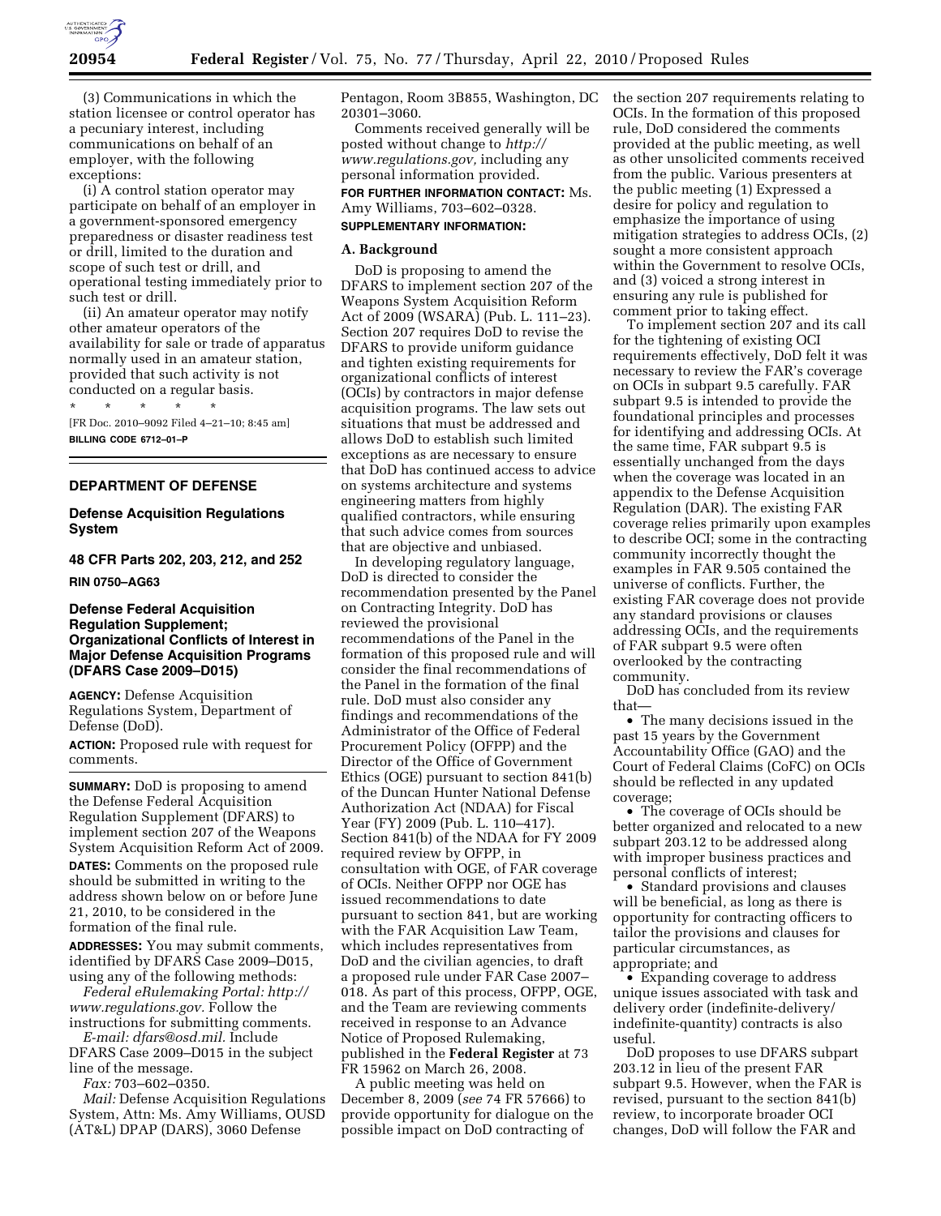(3) Communications in which the station licensee or control operator has a pecuniary interest, including communications on behalf of an employer, with the following exceptions:

(i) A control station operator may participate on behalf of an employer in a government-sponsored emergency preparedness or disaster readiness test or drill, limited to the duration and scope of such test or drill, and operational testing immediately prior to such test or drill.

(ii) An amateur operator may notify other amateur operators of the availability for sale or trade of apparatus normally used in an amateur station, provided that such activity is not conducted on a regular basis.

\* \* \* \* \*

[FR Doc. 2010–9092 Filed 4–21–10; 8:45 am]

**BILLING CODE 6712–01–P**

---

## DEPARTMENT OF DEFENSE

### Defense Acquisition Regulations System

### 48 CFR Parts 202, 203, 212, and 252

**RIN 0750–AG63**

### Defense Federal Acquisition Regulation Supplement; Organizational Conflicts of Interest in Major Defense Acquisition Programs (DFARS Case 2009–D015)

**AGENCY:** Defense Acquisition Regulations System, Department of Defense (DoD).

**ACTION:** Proposed rule with request for comments.

**SUMMARY:** DoD is proposing to amend the Defense Federal Acquisition Regulation Supplement (DFARS) to implement section 207 of the Weapons System Acquisition Reform Act of 2009.

**DATES:** Comments on the proposed rule should be submitted in writing to the address shown below on or before June 21, 2010, to be considered in the formation of the final rule.

**ADDRESSES:** You may submit comments, identified by DFARS Case 2009–D015, using any of the following methods:

*Federal eRulemaking Portal: http://www.regulations.gov.* Follow the instructions for submitting comments.

*E-mail: dfars@osd.mil.* Include DFARS Case 2009–D015 in the subject line of the message.

*Fax:* 703–602–0350.

*Mail:* Defense Acquisition Regulations System, Attn: Ms. Amy Williams, OUSD (AT&L) DPAP (DARS), 3060 Defense Pentagon, Room 3B855, Washington, DC 20301–3060.

Comments received generally will be posted without change to *http://www.regulations.gov,* including any personal information provided.

**FOR FURTHER INFORMATION CONTACT:** Ms. Amy Williams, 703–602–0328.

**SUPPLEMENTARY INFORMATION:**

**A. Background**

DoD is proposing to amend the DFARS to implement section 207 of the Weapons System Acquisition Reform Act of 2009 (WSARA) (Pub. L. 111–23). Section 207 requires DoD to revise the DFARS to provide uniform guidance and tighten existing requirements for organizational conflicts of interest (OCIs) by contractors in major defense acquisition programs. The law sets out situations that must be addressed and allows DoD to establish such limited exceptions as are necessary to ensure that DoD has continued access to advice on systems architecture and systems engineering matters from highly qualified contractors, while ensuring that such advice comes from sources that are objective and unbiased.

In developing regulatory language, DoD is directed to consider the recommendation presented by the Panel on Contracting Integrity. DoD has reviewed the provisional recommendations of the Panel in the formation of this proposed rule and will consider the final recommendations of the Panel in the formation of the final rule. DoD must also consider any findings and recommendations of the Administrator of the Office of Federal Procurement Policy (OFPP) and the Director of the Office of Government Ethics (OGE) pursuant to section 841(b) of the Duncan Hunter National Defense Authorization Act (NDAA) for Fiscal Year (FY) 2009 (Pub. L. 110–417). Section 841(b) of the NDAA for FY 2009 required review by OFPP, in consultation with OGE, of FAR coverage of OCIs. Neither OFPP nor OGE has issued recommendations to date pursuant to section 841, but are working with the FAR Acquisition Law Team, which includes representatives from DoD and the civilian agencies, to draft a proposed rule under FAR Case 2007–018. As part of this process, OFPP, OGE, and the Team are reviewing comments received in response to an Advance Notice of Proposed Rulemaking, published in the **Federal Register** at 73 FR 15962 on March 26, 2008.

A public meeting was held on December 8, 2009 (*see* 74 FR 57666) to provide opportunity for dialogue on the possible impact on DoD contracting of the section 207 requirements relating to OCIs. In the formation of this proposed rule, DoD considered the comments provided at the public meeting, as well as other unsolicited comments received from the public. Various presenters at the public meeting (1) Expressed a desire for policy and regulation to emphasize the importance of using mitigation strategies to address OCIs, (2) sought a more consistent approach within the Government to resolve OCIs, and (3) voiced a strong interest in ensuring any rule is published for comment prior to taking effect.

To implement section 207 and its call for the tightening of existing OCI requirements effectively, DoD felt it was necessary to review the FAR's coverage on OCIs in subpart 9.5 carefully. FAR subpart 9.5 is intended to provide the foundational principles and processes for identifying and addressing OCIs. At the same time, FAR subpart 9.5 is essentially unchanged from the days when the coverage was located in an appendix to the Defense Acquisition Regulation (DAR). The existing FAR coverage relies primarily upon examples to describe OCI; some in the contracting community incorrectly thought the examples in FAR 9.505 contained the universe of conflicts. Further, the existing FAR coverage does not provide any standard provisions or clauses addressing OCIs, and the requirements of FAR subpart 9.5 were often overlooked by the contracting community.

DoD has concluded from its review that—

- The many decisions issued in the past 15 years by the Government Accountability Office (GAO) and the Court of Federal Claims (CoFC) on OCIs should be reflected in any updated coverage;
- The coverage of OCIs should be better organized and relocated to a new subpart 203.12 to be addressed along with improper business practices and personal conflicts of interest;
- Standard provisions and clauses will be beneficial, as long as there is opportunity for contracting officers to tailor the provisions and clauses for particular circumstances, as appropriate; and
- Expanding coverage to address unique issues associated with task and delivery order (indefinite-delivery/indefinite-quantity) contracts is also useful.

DoD proposes to use DFARS subpart 203.12 in lieu of the present FAR subpart 9.5. However, when the FAR is revised, pursuant to the section 841(b) review, to incorporate broader OCI changes, DoD will follow the FAR and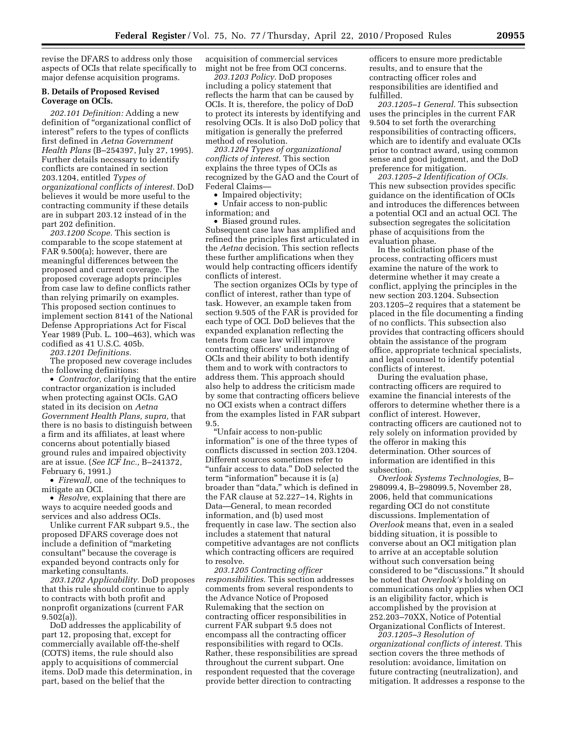revise the DFARS to address only those aspects of OCIs that relate specifically to major defense acquisition programs.

**B. Details of Proposed Revised Coverage on OCIs.**

*202.101 Definition:* Adding a new definition of "organizational conflict of interest" refers to the types of conflicts first defined in *Aetna Government Health Plans* (B–254397, July 27, 1995). Further details necessary to identify conflicts are contained in section 203.1204, entitled *Types of organizational conflicts of interest.* DoD believes it would be more useful to the contracting community if these details are in subpart 203.12 instead of in the part 202 definition.

*203.1200 Scope.* This section is comparable to the scope statement at FAR 9.500(a); however, there are meaningful differences between the proposed and current coverage. The proposed coverage adopts principles from case law to define conflicts rather than relying primarily on examples. This proposed section continues to implement section 8141 of the National Defense Appropriations Act for Fiscal Year 1989 (Pub. L. 100–463), which was codified as 41 U.S.C. 405b.

*203.1201 Definitions.*

The proposed new coverage includes the following definitions:

- *Contractor,* clarifying that the entire contractor organization is included when protecting against OCIs. GAO stated in its decision on *Aetna Government Health Plans, supra,* that there is no basis to distinguish between a firm and its affiliates, at least where concerns about potentially biased ground rules and impaired objectivity are at issue. (*See ICF Inc.,* B–241372, February 6, 1991.)
- *Firewall,* one of the techniques to mitigate an OCI.
- *Resolve,* explaining that there are ways to acquire needed goods and services and also address OCIs.

Unlike current FAR subpart 9.5., the proposed DFARS coverage does not include a definition of "marketing consultant" because the coverage is expanded beyond contracts only for marketing consultants.

*203.1202 Applicability.* DoD proposes that this rule should continue to apply to contracts with both profit and nonprofit organizations (current FAR 9.502(a)).

DoD addresses the applicability of part 12, proposing that, except for commercially available off-the-shelf (COTS) items, the rule should also apply to acquisitions of commercial items. DoD made this determination, in part, based on the belief that the acquisition of commercial services might not be free from OCI concerns.

*203.1203 Policy.* DoD proposes including a policy statement that reflects the harm that can be caused by OCIs. It is, therefore, the policy of DoD to protect its interests by identifying and resolving OCIs. It is also DoD policy that mitigation is generally the preferred method of resolution.

*203.1204 Types of organizational conflicts of interest.* This section explains the three types of OCIs as recognized by the GAO and the Court of Federal Claims—

- Impaired objectivity;
- Unfair access to non-public information; and
- Biased ground rules.

Subsequent case law has amplified and refined the principles first articulated in the *Aetna* decision. This section reflects these further amplifications when they would help contracting officers identify conflicts of interest.

The section organizes OCIs by type of conflict of interest, rather than type of task. However, an example taken from section 9.505 of the FAR is provided for each type of OCI. DoD believes that the expanded explanation reflecting the tenets from case law will improve contracting officers' understanding of OCIs and their ability to both identify them and to work with contractors to address them. This approach should also help to address the criticism made by some that contracting officers believe no OCI exists when a contract differs from the examples listed in FAR subpart 9.5.

"Unfair access to non-public information" is one of the three types of conflicts discussed in section 203.1204. Different sources sometimes refer to "unfair access to data." DoD selected the term "information" because it is (a) broader than "data," which is defined in the FAR clause at 52.227–14, Rights in Data—General, to mean recorded information, and (b) used most frequently in case law. The section also includes a statement that natural competitive advantages are not conflicts which contracting officers are required to resolve.

*203.1205 Contracting officer responsibilities.* This section addresses comments from several respondents to the Advance Notice of Proposed Rulemaking that the section on contracting officer responsibilities in current FAR subpart 9.5 does not encompass all the contracting officer responsibilities with regard to OCIs. Rather, these responsibilities are spread throughout the current subpart. One respondent requested that the coverage provide better direction to contracting officers to ensure more predictable results, and to ensure that the contracting officer roles and responsibilities are identified and fulfilled.

*203.1205–1 General.* This subsection uses the principles in the current FAR 9.504 to set forth the overarching responsibilities of contracting officers, which are to identify and evaluate OCIs prior to contract award, using common sense and good judgment, and the DoD preference for mitigation.

*203.1205–2 Identification of OCIs.* This new subsection provides specific guidance on the identification of OCIs and introduces the differences between a potential OCI and an actual OCI. The subsection segregates the solicitation phase of acquisitions from the evaluation phase.

In the solicitation phase of the process, contracting officers must examine the nature of the work to determine whether it may create a conflict, applying the principles in the new section 203.1204. Subsection 203.1205–2 requires that a statement be placed in the file documenting a finding of no conflicts. This subsection also provides that contracting officers should obtain the assistance of the program office, appropriate technical specialists, and legal counsel to identify potential conflicts of interest.

During the evaluation phase, contracting officers are required to examine the financial interests of the offerors to determine whether there is a conflict of interest. However, contracting officers are cautioned not to rely solely on information provided by the offeror in making this determination. Other sources of information are identified in this subsection.

*Overlook Systems Technologies,* B–298099.4, B–298099.5, November 28, 2006, held that communications regarding OCI do not constitute discussions. Implementation of *Overlook* means that, even in a sealed bidding situation, it is possible to converse about an OCI mitigation plan to arrive at an acceptable solution without such conversation being considered to be "discussions." It should be noted that *Overlook's* holding on communications only applies when OCI is an eligibility factor, which is accomplished by the provision at 252.203–70XX, Notice of Potential Organizational Conflicts of Interest.

*203.1205–3 Resolution of organizational conflicts of interest.* This section covers the three methods of resolution: avoidance, limitation on future contracting (neutralization), and mitigation. It addresses a response to the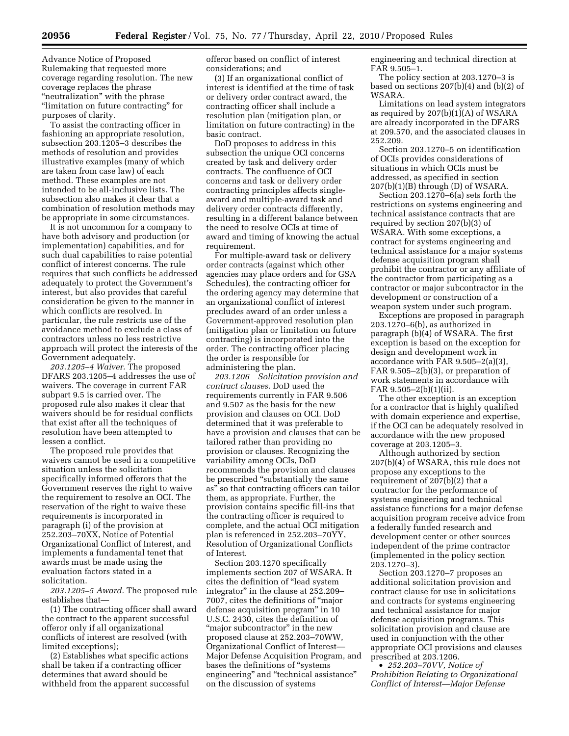Advance Notice of Proposed Rulemaking that requested more coverage regarding resolution. The new coverage replaces the phrase "neutralization" with the phrase "limitation on future contracting" for purposes of clarity.

To assist the contracting officer in fashioning an appropriate resolution, subsection 203.1205–3 describes the methods of resolution and provides illustrative examples (many of which are taken from case law) of each method. These examples are not intended to be all-inclusive lists. The subsection also makes it clear that a combination of resolution methods may be appropriate in some circumstances.

It is not uncommon for a company to have both advisory and production (or implementation) capabilities, and for such dual capabilities to raise potential conflict of interest concerns. The rule requires that such conflicts be addressed adequately to protect the Government's interest, but also provides that careful consideration be given to the manner in which conflicts are resolved. In particular, the rule restricts use of the avoidance method to exclude a class of contractors unless no less restrictive approach will protect the interests of the Government adequately.

*203.1205–4 Waiver.* The proposed DFARS 203.1205–4 addresses the use of waivers. The coverage in current FAR subpart 9.5 is carried over. The proposed rule also makes it clear that waivers should be for residual conflicts that exist after all the techniques of resolution have been attempted to lessen a conflict.

The proposed rule provides that waivers cannot be used in a competitive situation unless the solicitation specifically informed offerors that the Government reserves the right to waive the requirement to resolve an OCI. The reservation of the right to waive these requirements is incorporated in paragraph (i) of the provision at 252.203–70XX, Notice of Potential Organizational Conflict of Interest, and implements a fundamental tenet that awards must be made using the evaluation factors stated in a solicitation.

*203.1205–5 Award.* The proposed rule establishes that—

(1) The contracting officer shall award the contract to the apparent successful offeror only if all organizational conflicts of interest are resolved (with limited exceptions);

(2) Establishes what specific actions shall be taken if a contracting officer determines that award should be withheld from the apparent successful offeror based on conflict of interest considerations; and

(3) If an organizational conflict of interest is identified at the time of task or delivery order contract award, the contracting officer shall include a resolution plan (mitigation plan, or limitation on future contracting) in the basic contract.

DoD proposes to address in this subsection the unique OCI concerns created by task and delivery order contracts. The confluence of OCI concerns and task or delivery order contracting principles affects single-award and multiple-award task and delivery order contracts differently, resulting in a different balance between the need to resolve OCIs at time of award and timing of knowing the actual requirement.

For multiple-award task or delivery order contracts (against which other agencies may place orders and for GSA Schedules), the contracting officer for the ordering agency may determine that an organizational conflict of interest precludes award of an order unless a Government-approved resolution plan (mitigation plan or limitation on future contracting) is incorporated into the order. The contracting officer placing the order is responsible for administering the plan.

*203.1206 Solicitation provision and contract clauses.* DoD used the requirements currently in FAR 9.506 and 9.507 as the basis for the new provision and clauses on OCI. DoD determined that it was preferable to have a provision and clauses that can be tailored rather than providing no provision or clauses. Recognizing the variability among OCIs, DoD recommends the provision and clauses be prescribed "substantially the same as" so that contracting officers can tailor them, as appropriate. Further, the provision contains specific fill-ins that the contracting officer is required to complete, and the actual OCI mitigation plan is referenced in 252.203–70YY, Resolution of Organizational Conflicts of Interest.

Section 203.1270 specifically implements section 207 of WSARA. It cites the definition of "lead system integrator" in the clause at 252.209–7007, cites the definitions of "major defense acquisition program" in 10 U.S.C. 2430, cites the definition of "major subcontractor" in the new proposed clause at 252.203–70WW, Organizational Conflict of Interest—Major Defense Acquisition Program, and bases the definitions of "systems engineering" and "technical assistance" on the discussion of systems engineering and technical direction at FAR 9.505–1.

The policy section at 203.1270–3 is based on sections 207(b)(4) and (b)(2) of WSARA.

Limitations on lead system integrators as required by 207(b)(1)(A) of WSARA are already incorporated in the DFARS at 209.570, and the associated clauses in 252.209.

Section 203.1270–5 on identification of OCIs provides considerations of situations in which OCIs must be addressed, as specified in section 207(b)(1)(B) through (D) of WSARA.

Section 203.1270–6(a) sets forth the restrictions on systems engineering and technical assistance contracts that are required by section 207(b)(3) of WSARA. With some exceptions, a contract for systems engineering and technical assistance for a major systems defense acquisition program shall prohibit the contractor or any affiliate of the contractor from participating as a contractor or major subcontractor in the development or construction of a weapon system under such program.

Exceptions are proposed in paragraph 203.1270–6(b), as authorized in paragraph (b)(4) of WSARA. The first exception is based on the exception for design and development work in accordance with FAR 9.505–2(a)(3), FAR 9.505–2(b)(3), or preparation of work statements in accordance with FAR 9.505–2(b)(1)(ii).

The other exception is an exception for a contractor that is highly qualified with domain experience and expertise, if the OCI can be adequately resolved in accordance with the new proposed coverage at 203.1205–3.

Although authorized by section 207(b)(4) of WSARA, this rule does not propose any exceptions to the requirement of 207(b)(2) that a contractor for the performance of systems engineering and technical assistance functions for a major defense acquisition program receive advice from a federally funded research and development center or other sources independent of the prime contractor (implemented in the policy section 203.1270–3).

Section 203.1270–7 proposes an additional solicitation provision and contract clause for use in solicitations and contracts for systems engineering and technical assistance for major defense acquisition programs. This solicitation provision and clause are used in conjunction with the other appropriate OCI provisions and clauses prescribed at 203.1206.

- *252.203–70VV, Notice of Prohibition Relating to Organizational Conflict of Interest—Major Defense*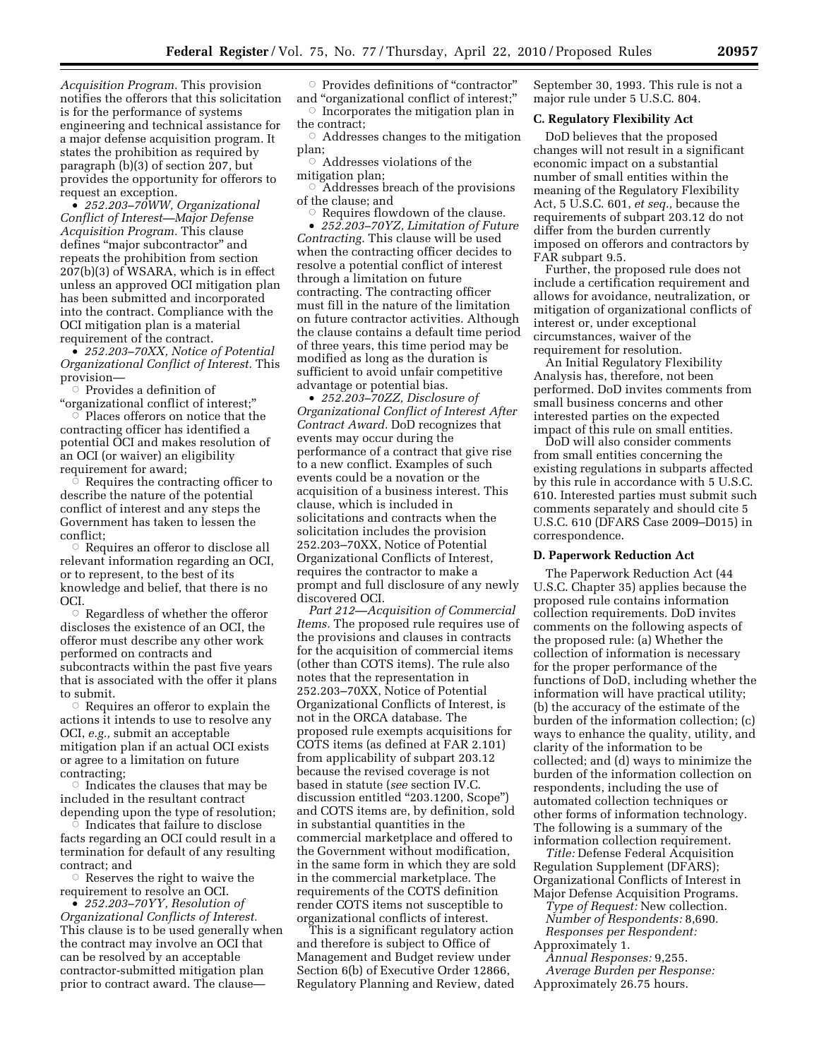*Acquisition Program.* This provision notifies the offerors that this solicitation is for the performance of systems engineering and technical assistance for a major defense acquisition program. It states the prohibition as required by paragraph (b)(3) of section 207, but provides the opportunity for offerors to request an exception.

- *252.203–70WW, Organizational Conflict of Interest—Major Defense Acquisition Program.* This clause defines "major subcontractor" and repeats the prohibition from section 207(b)(3) of WSARA, which is in effect unless an approved OCI mitigation plan has been submitted and incorporated into the contract. Compliance with the OCI mitigation plan is a material requirement of the contract.
- *252.203–70XX, Notice of Potential Organizational Conflict of Interest.* This provision—
  - Provides a definition of "organizational conflict of interest;"
  - Places offerors on notice that the contracting officer has identified a potential OCI and makes resolution of an OCI (or waiver) an eligibility requirement for award;
  - Requires the contracting officer to describe the nature of the potential conflict of interest and any steps the Government has taken to lessen the conflict;
  - Requires an offeror to disclose all relevant information regarding an OCI, or to represent, to the best of its knowledge and belief, that there is no OCI.
  - Regardless of whether the offeror discloses the existence of an OCI, the offeror must describe any other work performed on contracts and subcontracts within the past five years that is associated with the offer it plans to submit.
  - Requires an offeror to explain the actions it intends to use to resolve any OCI, *e.g.,* submit an acceptable mitigation plan if an actual OCI exists or agree to a limitation on future contracting;
  - Indicates the clauses that may be included in the resultant contract depending upon the type of resolution;
  - Indicates that failure to disclose facts regarding an OCI could result in a termination for default of any resulting contract; and
  - Reserves the right to waive the requirement to resolve an OCI.
- *252.203–70YY, Resolution of Organizational Conflicts of Interest.* This clause is to be used generally when the contract may involve an OCI that can be resolved by an acceptable contractor-submitted mitigation plan prior to contract award. The clause—
  - Provides definitions of "contractor" and "organizational conflict of interest;"
  - Incorporates the mitigation plan in the contract;
  - Addresses changes to the mitigation plan;
  - Addresses violations of the mitigation plan;
  - Addresses breach of the provisions of the clause; and
  - Requires flowdown of the clause.
- *252.203–70YZ, Limitation of Future Contracting.* This clause will be used when the contracting officer decides to resolve a potential conflict of interest through a limitation on future contracting. The contracting officer must fill in the nature of the limitation on future contractor activities. Although the clause contains a default time period of three years, this time period may be modified as long as the duration is sufficient to avoid unfair competitive advantage or potential bias.
- *252.203–70ZZ, Disclosure of Organizational Conflict of Interest After Contract Award.* DoD recognizes that events may occur during the performance of a contract that give rise to a new conflict. Examples of such events could be a novation or the acquisition of a business interest. This clause, which is included in solicitations and contracts when the solicitation includes the provision 252.203–70XX, Notice of Potential Organizational Conflicts of Interest, requires the contractor to make a prompt and full disclosure of any newly discovered OCI.

*Part 212—Acquisition of Commercial Items.* The proposed rule requires use of the provisions and clauses in contracts for the acquisition of commercial items (other than COTS items). The rule also notes that the representation in 252.203–70XX, Notice of Potential Organizational Conflicts of Interest, is not in the ORCA database. The proposed rule exempts acquisitions for COTS items (as defined at FAR 2.101) from applicability of subpart 203.12 because the revised coverage is not based in statute (*see* section IV.C. discussion entitled "203.1200, Scope") and COTS items are, by definition, sold in substantial quantities in the commercial marketplace and offered to the Government without modification, in the same form in which they are sold in the commercial marketplace. The requirements of the COTS definition render COTS items not susceptible to organizational conflicts of interest.

This is a significant regulatory action and therefore is subject to Office of Management and Budget review under Section 6(b) of Executive Order 12866, Regulatory Planning and Review, dated September 30, 1993. This rule is not a major rule under 5 U.S.C. 804.

### C. Regulatory Flexibility Act

DoD believes that the proposed changes will not result in a significant economic impact on a substantial number of small entities within the meaning of the Regulatory Flexibility Act, 5 U.S.C. 601, *et seq.,* because the requirements of subpart 203.12 do not differ from the burden currently imposed on offerors and contractors by FAR subpart 9.5.

Further, the proposed rule does not include a certification requirement and allows for avoidance, neutralization, or mitigation of organizational conflicts of interest or, under exceptional circumstances, waiver of the requirement for resolution.

An Initial Regulatory Flexibility Analysis has, therefore, not been performed. DoD invites comments from small business concerns and other interested parties on the expected impact of this rule on small entities.

DoD will also consider comments from small entities concerning the existing regulations in subparts affected by this rule in accordance with 5 U.S.C. 610. Interested parties must submit such comments separately and should cite 5 U.S.C. 610 (DFARS Case 2009–D015) in correspondence.

### D. Paperwork Reduction Act

The Paperwork Reduction Act (44 U.S.C. Chapter 35) applies because the proposed rule contains information collection requirements. DoD invites comments on the following aspects of the proposed rule: (a) Whether the collection of information is necessary for the proper performance of the functions of DoD, including whether the information will have practical utility; (b) the accuracy of the estimate of the burden of the information collection; (c) ways to enhance the quality, utility, and clarity of the information to be collected; and (d) ways to minimize the burden of the information collection on respondents, including the use of automated collection techniques or other forms of information technology. The following is a summary of the information collection requirement.

*Title:* Defense Federal Acquisition Regulation Supplement (DFARS); Organizational Conflicts of Interest in Major Defense Acquisition Programs.

*Type of Request:* New collection.

*Number of Respondents:* 8,690.

*Responses per Respondent:* Approximately 1.

*Annual Responses:* 9,255.

*Average Burden per Response:* Approximately 26.75 hours.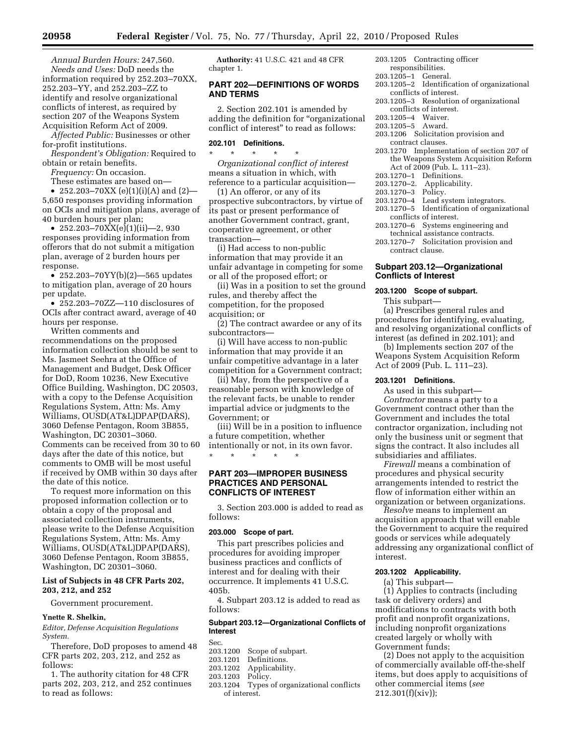*Annual Burden Hours:* 247,560.

*Needs and Uses:* DoD needs the information required by 252.203–70XX, 252.203–YY, and 252.203–ZZ to identify and resolve organizational conflicts of interest, as required by section 207 of the Weapons System Acquisition Reform Act of 2009.

*Affected Public:* Businesses or other for-profit institutions.

*Respondent's Obligation:* Required to obtain or retain benefits.

*Frequency:* On occasion.

These estimates are based on—

- 252.203–70XX (e)(1)(i)(A) and (2)—5,650 responses providing information on OCIs and mitigation plans, average of 40 burden hours per plan;
- 252.203–70XX(e)(1)(ii)—2, 930 responses providing information from offerors that do not submit a mitigation plan, average of 2 burden hours per response.
- 252.203–70YY(b)(2)—565 updates to mitigation plan, average of 20 hours per update.
- 252.203–70ZZ—110 disclosures of OCIs after contract award, average of 40 hours per response.

Written comments and recommendations on the proposed information collection should be sent to Ms. Jasmeet Seehra at the Office of Management and Budget, Desk Officer for DoD, Room 10236, New Executive Office Building, Washington, DC 20503, with a copy to the Defense Acquisition Regulations System, Attn: Ms. Amy Williams, OUSD(AT&L)DPAP(DARS), 3060 Defense Pentagon, Room 3B855, Washington, DC 20301–3060. Comments can be received from 30 to 60 days after the date of this notice, but comments to OMB will be most useful if received by OMB within 30 days after the date of this notice.

To request more information on this proposed information collection or to obtain a copy of the proposal and associated collection instruments, please write to the Defense Acquisition Regulations System, Attn: Ms. Amy Williams, OUSD(AT&L)DPAP(DARS), 3060 Defense Pentagon, Room 3B855, Washington, DC 20301–3060.

### List of Subjects in 48 CFR Parts 202, 203, 212, and 252

Government procurement.

**Ynette R. Shelkin,**

*Editor, Defense Acquisition Regulations System.*

Therefore, DoD proposes to amend 48 CFR parts 202, 203, 212, and 252 as follows:

1. The authority citation for 48 CFR parts 202, 203, 212, and 252 continues to read as follows:

**Authority:** 41 U.S.C. 421 and 48 CFR chapter 1.

## PART 202—DEFINITIONS OF WORDS AND TERMS

2. Section 202.101 is amended by adding the definition for "organizational conflict of interest" to read as follows:

### 202.101 Definitions.

\* \* \* \* \*

*Organizational conflict of interest* means a situation in which, with reference to a particular acquisition—

(1) An offeror, or any of its prospective subcontractors, by virtue of its past or present performance of another Government contract, grant, cooperative agreement, or other transaction—

(i) Had access to non-public information that may provide it an unfair advantage in competing for some or all of the proposed effort; or

(ii) Was in a position to set the ground rules, and thereby affect the competition, for the proposed acquisition; or

(2) The contract awardee or any of its subcontractors—

(i) Will have access to non-public information that may provide it an unfair competitive advantage in a later competition for a Government contract;

(ii) May, from the perspective of a reasonable person with knowledge of the relevant facts, be unable to render impartial advice or judgments to the Government; or

(iii) Will be in a position to influence a future competition, whether intentionally or not, in its own favor.

\* \* \* \* \*

## PART 203—IMPROPER BUSINESS PRACTICES AND PERSONAL CONFLICTS OF INTEREST

3. Section 203.000 is added to read as follows:

### 203.000 Scope of part.

This part prescribes policies and procedures for avoiding improper business practices and conflicts of interest and for dealing with their occurrence. It implements 41 U.S.C. 405b.

4. Subpart 203.12 is added to read as follows:

### Subpart 203.12—Organizational Conflicts of Interest

Sec.
203.1200 Scope of subpart.
203.1201 Definitions.
203.1202 Applicability.
203.1203 Policy.
203.1204 Types of organizational conflicts of interest.
203.1205 Contracting officer responsibilities.
203.1205–1 General.
203.1205–2 Identification of organizational conflicts of interest.
203.1205–3 Resolution of organizational conflicts of interest.
203.1205–4 Waiver.
203.1205–5 Award.
203.1206 Solicitation provision and contract clauses.
203.1270 Implementation of section 207 of the Weapons System Acquisition Reform Act of 2009 (Pub. L. 111–23).
203.1270–1 Definitions.
203.1270–2. Applicability.
203.1270–3 Policy.
203.1270–4 Lead system integrators.
203.1270–5 Identification of organizational conflicts of interest.
203.1270–6 Systems engineering and technical assistance contracts.
203.1270–7 Solicitation provision and contract clause.

### Subpart 203.12—Organizational Conflicts of Interest

### 203.1200 Scope of subpart.

This subpart—

(a) Prescribes general rules and procedures for identifying, evaluating, and resolving organizational conflicts of interest (as defined in 202.101); and

(b) Implements section 207 of the Weapons System Acquisition Reform Act of 2009 (Pub. L. 111–23).

### 203.1201 Definitions.

As used in this subpart—

*Contractor* means a party to a Government contract other than the Government and includes the total contractor organization, including not only the business unit or segment that signs the contract. It also includes all subsidiaries and affiliates.

*Firewall* means a combination of procedures and physical security arrangements intended to restrict the flow of information either within an organization or between organizations.

*Resolve* means to implement an acquisition approach that will enable the Government to acquire the required goods or services while adequately addressing any organizational conflict of interest.

### 203.1202 Applicability.

(a) This subpart—

(1) Applies to contracts (including task or delivery orders) and modifications to contracts with both profit and nonprofit organizations, including nonprofit organizations created largely or wholly with Government funds;

(2) Does not apply to the acquisition of commercially available off-the-shelf items, but does apply to acquisitions of other commercial items (*see* 212.301(f)(xiv));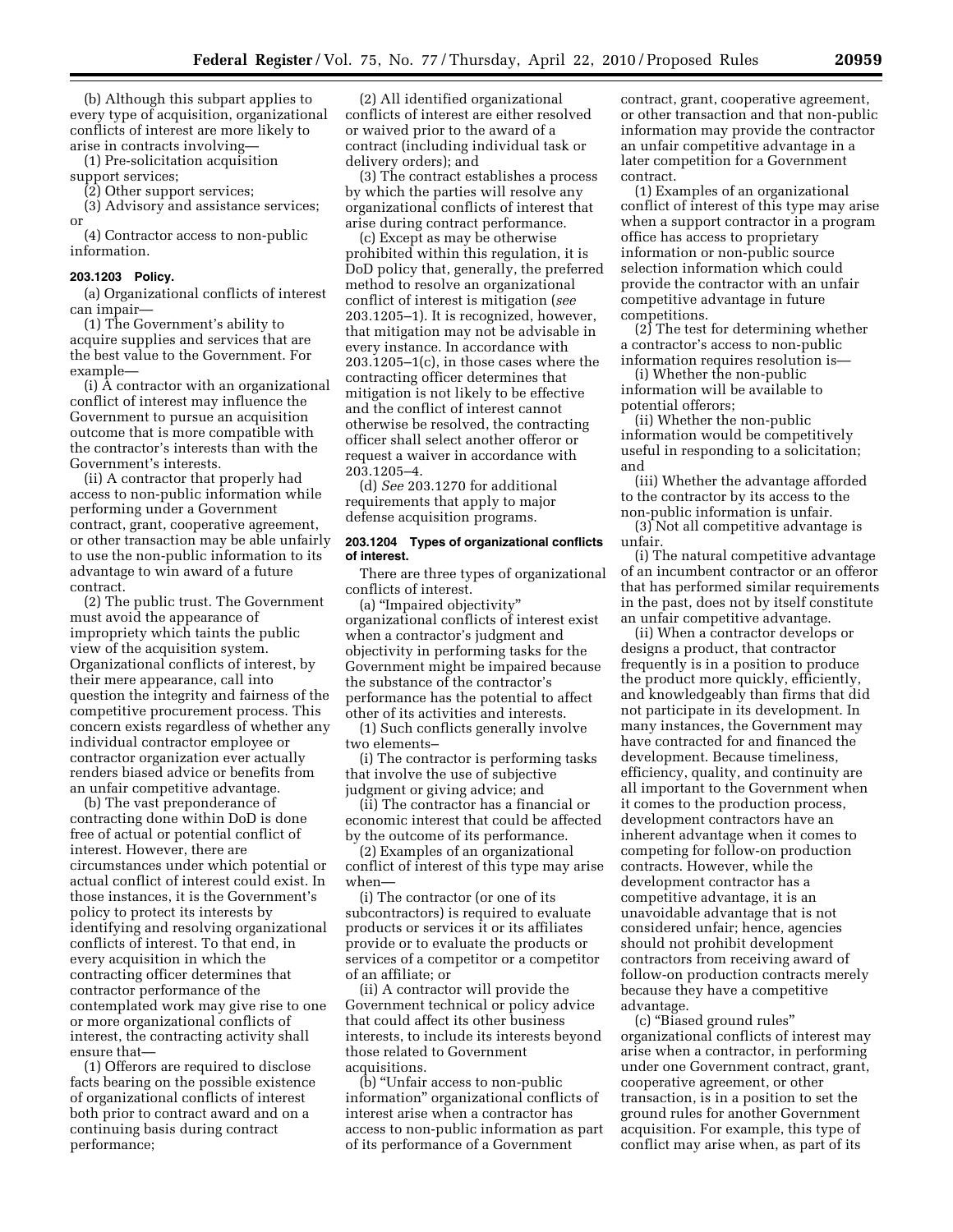(b) Although this subpart applies to every type of acquisition, organizational conflicts of interest are more likely to arise in contracts involving—

(1) Pre-solicitation acquisition support services;

(2) Other support services;

(3) Advisory and assistance services; or

(4) Contractor access to non-public information.

**203.1203 Policy.**

(a) Organizational conflicts of interest can impair—

(1) The Government's ability to acquire supplies and services that are the best value to the Government. For example—

(i) A contractor with an organizational conflict of interest may influence the Government to pursue an acquisition outcome that is more compatible with the contractor's interests than with the Government's interests.

(ii) A contractor that properly had access to non-public information while performing under a Government contract, grant, cooperative agreement, or other transaction may be able unfairly to use the non-public information to its advantage to win award of a future contract.

(2) The public trust. The Government must avoid the appearance of impropriety which taints the public view of the acquisition system. Organizational conflicts of interest, by their mere appearance, call into question the integrity and fairness of the competitive procurement process. This concern exists regardless of whether any individual contractor employee or contractor organization ever actually renders biased advice or benefits from an unfair competitive advantage.

(b) The vast preponderance of contracting done within DoD is done free of actual or potential conflict of interest. However, there are circumstances under which potential or actual conflict of interest could exist. In those instances, it is the Government's policy to protect its interests by identifying and resolving organizational conflicts of interest. To that end, in every acquisition in which the contracting officer determines that contractor performance of the contemplated work may give rise to one or more organizational conflicts of interest, the contracting activity shall ensure that—

(1) Offerors are required to disclose facts bearing on the possible existence of organizational conflicts of interest both prior to contract award and on a continuing basis during contract performance;

(2) All identified organizational conflicts of interest are either resolved or waived prior to the award of a contract (including individual task or delivery orders); and

(3) The contract establishes a process by which the parties will resolve any organizational conflicts of interest that arise during contract performance.

(c) Except as may be otherwise prohibited within this regulation, it is DoD policy that, generally, the preferred method to resolve an organizational conflict of interest is mitigation (*see* 203.1205–1). It is recognized, however, that mitigation may not be advisable in every instance. In accordance with 203.1205–1(c), in those cases where the contracting officer determines that mitigation is not likely to be effective and the conflict of interest cannot otherwise be resolved, the contracting officer shall select another offeror or request a waiver in accordance with 203.1205–4.

(d) *See* 203.1270 for additional requirements that apply to major defense acquisition programs.

**203.1204 Types of organizational conflicts of interest.**

There are three types of organizational conflicts of interest.

(a) "Impaired objectivity" organizational conflicts of interest exist when a contractor's judgment and objectivity in performing tasks for the Government might be impaired because the substance of the contractor's performance has the potential to affect other of its activities and interests.

(1) Such conflicts generally involve two elements–

(i) The contractor is performing tasks that involve the use of subjective judgment or giving advice; and

(ii) The contractor has a financial or economic interest that could be affected by the outcome of its performance.

(2) Examples of an organizational conflict of interest of this type may arise when—

(i) The contractor (or one of its subcontractors) is required to evaluate products or services it or its affiliates provide or to evaluate the products or services of a competitor or a competitor of an affiliate; or

(ii) A contractor will provide the Government technical or policy advice that could affect its other business interests, to include its interests beyond those related to Government acquisitions.

(b) "Unfair access to non-public information" organizational conflicts of interest arise when a contractor has access to non-public information as part of its performance of a Government contract, grant, cooperative agreement, or other transaction and that non-public information may provide the contractor an unfair competitive advantage in a later competition for a Government contract.

(1) Examples of an organizational conflict of interest of this type may arise when a support contractor in a program office has access to proprietary information or non-public source selection information which could provide the contractor with an unfair competitive advantage in future competitions.

(2) The test for determining whether a contractor's access to non-public information requires resolution is—

(i) Whether the non-public information will be available to potential offerors;

(ii) Whether the non-public information would be competitively useful in responding to a solicitation; and

(iii) Whether the advantage afforded to the contractor by its access to the non-public information is unfair.

(3) Not all competitive advantage is unfair.

(i) The natural competitive advantage of an incumbent contractor or an offeror that has performed similar requirements in the past, does not by itself constitute an unfair competitive advantage.

(ii) When a contractor develops or designs a product, that contractor frequently is in a position to produce the product more quickly, efficiently, and knowledgeably than firms that did not participate in its development. In many instances, the Government may have contracted for and financed the development. Because timeliness, efficiency, quality, and continuity are all important to the Government when it comes to the production process, development contractors have an inherent advantage when it comes to competing for follow-on production contracts. However, while the development contractor has a competitive advantage, it is an unavoidable advantage that is not considered unfair; hence, agencies should not prohibit development contractors from receiving award of follow-on production contracts merely because they have a competitive advantage.

(c) "Biased ground rules" organizational conflicts of interest may arise when a contractor, in performing under one Government contract, grant, cooperative agreement, or other transaction, is in a position to set the ground rules for another Government acquisition. For example, this type of conflict may arise when, as part of its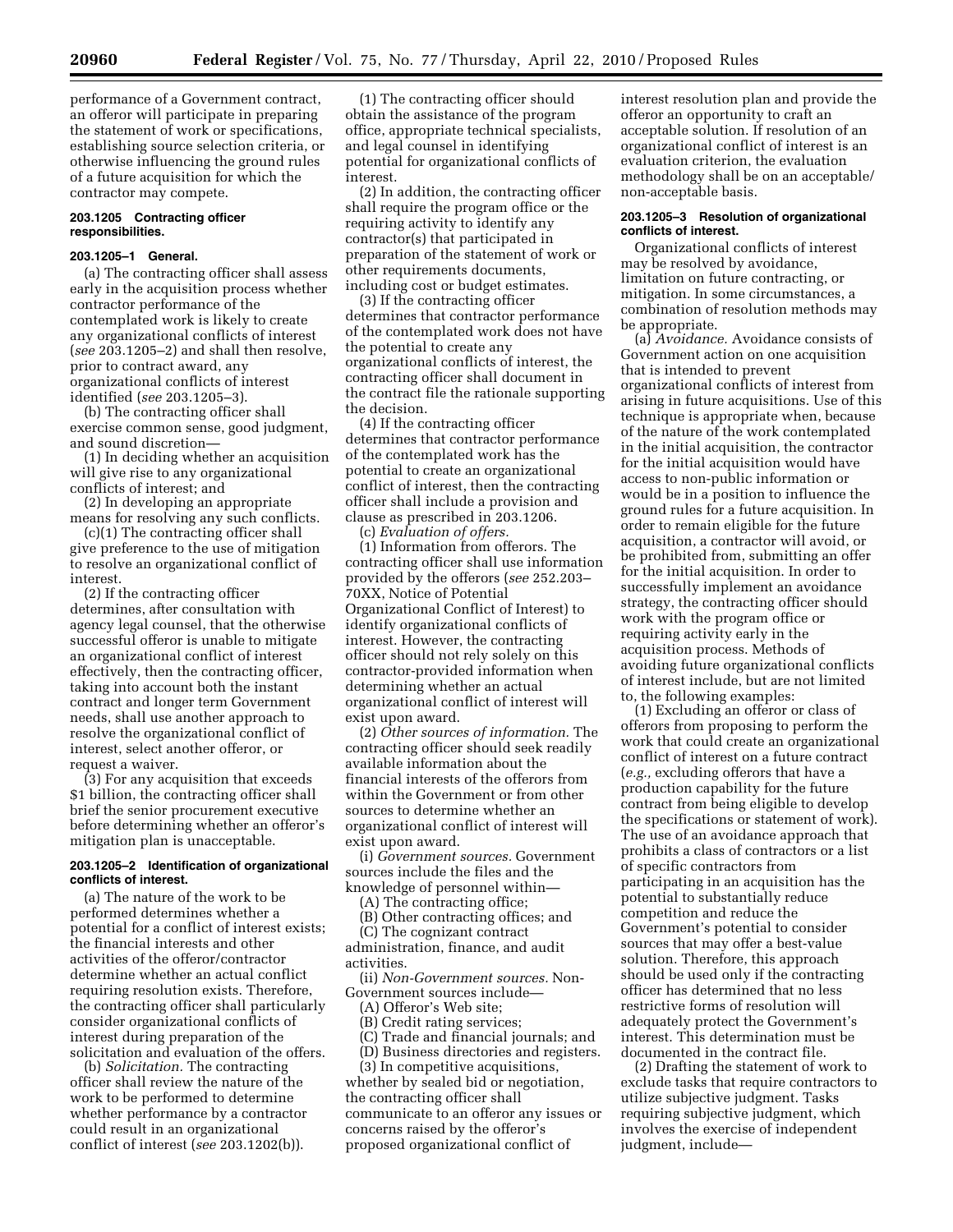performance of a Government contract, an offeror will participate in preparing the statement of work or specifications, establishing source selection criteria, or otherwise influencing the ground rules of a future acquisition for which the contractor may compete.

**203.1205 Contracting officer responsibilities.**

**203.1205–1 General.**

(a) The contracting officer shall assess early in the acquisition process whether contractor performance of the contemplated work is likely to create any organizational conflicts of interest (*see* 203.1205–2) and shall then resolve, prior to contract award, any organizational conflicts of interest identified (*see* 203.1205–3).

(b) The contracting officer shall exercise common sense, good judgment, and sound discretion—

(1) In deciding whether an acquisition will give rise to any organizational conflicts of interest; and

(2) In developing an appropriate means for resolving any such conflicts.

(c)(1) The contracting officer shall give preference to the use of mitigation to resolve an organizational conflict of interest.

(2) If the contracting officer determines, after consultation with agency legal counsel, that the otherwise successful offeror is unable to mitigate an organizational conflict of interest effectively, then the contracting officer, taking into account both the instant contract and longer term Government needs, shall use another approach to resolve the organizational conflict of interest, select another offeror, or request a waiver.

(3) For any acquisition that exceeds $1 billion, the contracting officer shall brief the senior procurement executive before determining whether an offeror's mitigation plan is unacceptable.

**203.1205–2 Identification of organizational conflicts of interest.**

(a) The nature of the work to be performed determines whether a potential for a conflict of interest exists; the financial interests and other activities of the offeror/contractor determine whether an actual conflict requiring resolution exists. Therefore, the contracting officer shall particularly consider organizational conflicts of interest during preparation of the solicitation and evaluation of the offers.

(b) *Solicitation.* The contracting officer shall review the nature of the work to be performed to determine whether performance by a contractor could result in an organizational conflict of interest (*see* 203.1202(b)).

(1) The contracting officer should obtain the assistance of the program office, appropriate technical specialists, and legal counsel in identifying potential for organizational conflicts of interest.

(2) In addition, the contracting officer shall require the program office or the requiring activity to identify any contractor(s) that participated in preparation of the statement of work or other requirements documents, including cost or budget estimates.

(3) If the contracting officer determines that contractor performance of the contemplated work does not have the potential to create any organizational conflicts of interest, the contracting officer shall document in the contract file the rationale supporting the decision.

(4) If the contracting officer determines that contractor performance of the contemplated work has the potential to create an organizational conflict of interest, then the contracting officer shall include a provision and clause as prescribed in 203.1206.

(c) *Evaluation of offers.*

(1) Information from offerors. The contracting officer shall use information provided by the offerors (*see* 252.203–70XX, Notice of Potential Organizational Conflict of Interest) to identify organizational conflicts of interest. However, the contracting officer should not rely solely on this contractor-provided information when determining whether an actual organizational conflict of interest will exist upon award.

(2) *Other sources of information.* The contracting officer should seek readily available information about the financial interests of the offerors from within the Government or from other sources to determine whether an organizational conflict of interest will exist upon award.

(i) *Government sources.* Government sources include the files and the knowledge of personnel within—

(A) The contracting office;

(B) Other contracting offices; and

(C) The cognizant contract administration, finance, and audit activities.

(ii) *Non-Government sources.* Non-Government sources include—

(A) Offeror's Web site;

(B) Credit rating services;

(C) Trade and financial journals; and

(D) Business directories and registers.

(3) In competitive acquisitions, whether by sealed bid or negotiation, the contracting officer shall communicate to an offeror any issues or concerns raised by the offeror's proposed organizational conflict of interest resolution plan and provide the offeror an opportunity to craft an acceptable solution. If resolution of an organizational conflict of interest is an evaluation criterion, the evaluation methodology shall be on an acceptable/non-acceptable basis.

**203.1205–3 Resolution of organizational conflicts of interest.**

Organizational conflicts of interest may be resolved by avoidance, limitation on future contracting, or mitigation. In some circumstances, a combination of resolution methods may be appropriate.

(a) *Avoidance.* Avoidance consists of Government action on one acquisition that is intended to prevent organizational conflicts of interest from arising in future acquisitions. Use of this technique is appropriate when, because of the nature of the work contemplated in the initial acquisition, the contractor for the initial acquisition would have access to non-public information or would be in a position to influence the ground rules for a future acquisition. In order to remain eligible for the future acquisition, a contractor will avoid, or be prohibited from, submitting an offer for the initial acquisition. In order to successfully implement an avoidance strategy, the contracting officer should work with the program office or requiring activity early in the acquisition process. Methods of avoiding future organizational conflicts of interest include, but are not limited to, the following examples:

(1) Excluding an offeror or class of offerors from proposing to perform the work that could create an organizational conflict of interest on a future contract (*e.g.,* excluding offerors that have a production capability for the future contract from being eligible to develop the specifications or statement of work). The use of an avoidance approach that prohibits a class of contractors or a list of specific contractors from participating in an acquisition has the potential to substantially reduce competition and reduce the Government's potential to consider sources that may offer a best-value solution. Therefore, this approach should be used only if the contracting officer has determined that no less restrictive forms of resolution will adequately protect the Government's interest. This determination must be documented in the contract file.

(2) Drafting the statement of work to exclude tasks that require contractors to utilize subjective judgment. Tasks requiring subjective judgment, which involves the exercise of independent judgment, include—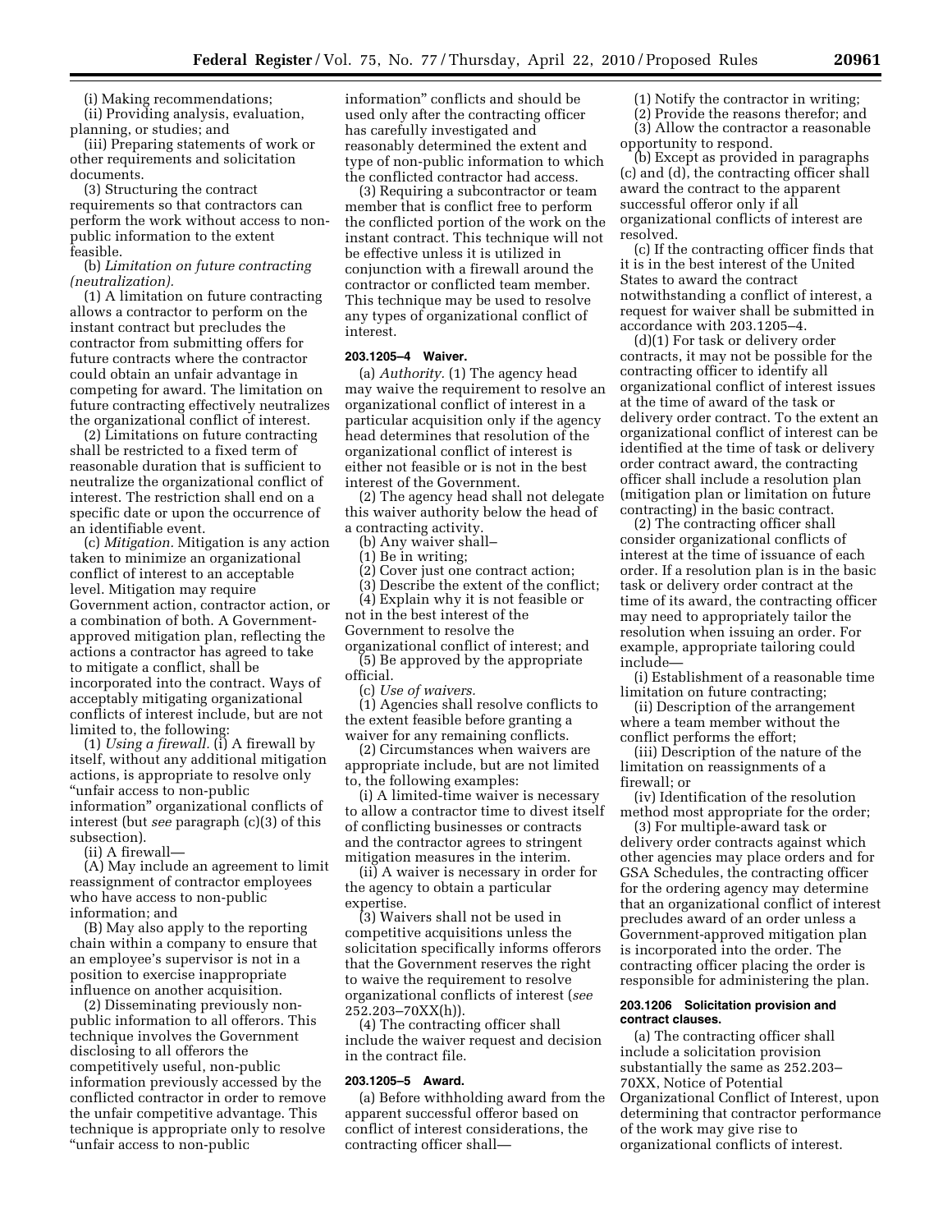(i) Making recommendations;

(ii) Providing analysis, evaluation, planning, or studies; and

(iii) Preparing statements of work or other requirements and solicitation documents.

(3) Structuring the contract requirements so that contractors can perform the work without access to non-public information to the extent feasible.

(b) *Limitation on future contracting (neutralization).*

(1) A limitation on future contracting allows a contractor to perform on the instant contract but precludes the contractor from submitting offers for future contracts where the contractor could obtain an unfair advantage in competing for award. The limitation on future contracting effectively neutralizes the organizational conflict of interest.

(2) Limitations on future contracting shall be restricted to a fixed term of reasonable duration that is sufficient to neutralize the organizational conflict of interest. The restriction shall end on a specific date or upon the occurrence of an identifiable event.

(c) *Mitigation.* Mitigation is any action taken to minimize an organizational conflict of interest to an acceptable level. Mitigation may require Government action, contractor action, or a combination of both. A Government-approved mitigation plan, reflecting the actions a contractor has agreed to take to mitigate a conflict, shall be incorporated into the contract. Ways of acceptably mitigating organizational conflicts of interest include, but are not limited to, the following:

(1) *Using a firewall.* (i) A firewall by itself, without any additional mitigation actions, is appropriate to resolve only "unfair access to non-public information" organizational conflicts of interest (but *see* paragraph (c)(3) of this subsection).

(ii) A firewall—

(A) May include an agreement to limit reassignment of contractor employees who have access to non-public information; and

(B) May also apply to the reporting chain within a company to ensure that an employee's supervisor is not in a position to exercise inappropriate influence on another acquisition.

(2) Disseminating previously non-public information to all offerors. This technique involves the Government disclosing to all offerors the competitively useful, non-public information previously accessed by the conflicted contractor in order to remove the unfair competitive advantage. This technique is appropriate only to resolve "unfair access to non-public information" conflicts and should be used only after the contracting officer has carefully investigated and reasonably determined the extent and type of non-public information to which the conflicted contractor had access.

(3) Requiring a subcontractor or team member that is conflict free to perform the conflicted portion of the work on the instant contract. This technique will not be effective unless it is utilized in conjunction with a firewall around the contractor or conflicted team member. This technique may be used to resolve any types of organizational conflict of interest.

#### 203.1205–4 Waiver.

(a) *Authority.* (1) The agency head may waive the requirement to resolve an organizational conflict of interest in a particular acquisition only if the agency head determines that resolution of the organizational conflict of interest is either not feasible or is not in the best interest of the Government.

(2) The agency head shall not delegate this waiver authority below the head of a contracting activity.

(b) Any waiver shall–

(1) Be in writing;

(2) Cover just one contract action;

(3) Describe the extent of the conflict;

(4) Explain why it is not feasible or not in the best interest of the Government to resolve the organizational conflict of interest; and

(5) Be approved by the appropriate official.

(c) *Use of waivers.*

(1) Agencies shall resolve conflicts to the extent feasible before granting a waiver for any remaining conflicts.

(2) Circumstances when waivers are appropriate include, but are not limited to, the following examples:

(i) A limited-time waiver is necessary to allow a contractor time to divest itself of conflicting businesses or contracts and the contractor agrees to stringent mitigation measures in the interim.

(ii) A waiver is necessary in order for the agency to obtain a particular expertise.

(3) Waivers shall not be used in competitive acquisitions unless the solicitation specifically informs offerors that the Government reserves the right to waive the requirement to resolve organizational conflicts of interest (*see* 252.203–70XX(h)).

(4) The contracting officer shall include the waiver request and decision in the contract file.

#### 203.1205–5 Award.

(a) Before withholding award from the apparent successful offeror based on conflict of interest considerations, the contracting officer shall—

(1) Notify the contractor in writing;

(2) Provide the reasons therefor; and

(3) Allow the contractor a reasonable opportunity to respond.

(b) Except as provided in paragraphs (c) and (d), the contracting officer shall award the contract to the apparent successful offeror only if all organizational conflicts of interest are resolved.

(c) If the contracting officer finds that it is in the best interest of the United States to award the contract notwithstanding a conflict of interest, a request for waiver shall be submitted in accordance with 203.1205–4.

(d)(1) For task or delivery order contracts, it may not be possible for the contracting officer to identify all organizational conflict of interest issues at the time of award of the task or delivery order contract. To the extent an organizational conflict of interest can be identified at the time of task or delivery order contract award, the contracting officer shall include a resolution plan (mitigation plan or limitation on future contracting) in the basic contract.

(2) The contracting officer shall consider organizational conflicts of interest at the time of issuance of each order. If a resolution plan is in the basic task or delivery order contract at the time of its award, the contracting officer may need to appropriately tailor the resolution when issuing an order. For example, appropriate tailoring could include—

(i) Establishment of a reasonable time limitation on future contracting;

(ii) Description of the arrangement where a team member without the conflict performs the effort;

(iii) Description of the nature of the limitation on reassignments of a firewall; or

(iv) Identification of the resolution method most appropriate for the order;

(3) For multiple-award task or delivery order contracts against which other agencies may place orders and for GSA Schedules, the contracting officer for the ordering agency may determine that an organizational conflict of interest precludes award of an order unless a Government-approved mitigation plan is incorporated into the order. The contracting officer placing the order is responsible for administering the plan.

#### 203.1206 Solicitation provision and contract clauses.

(a) The contracting officer shall include a solicitation provision substantially the same as 252.203–70XX, Notice of Potential Organizational Conflict of Interest, upon determining that contractor performance of the work may give rise to organizational conflicts of interest.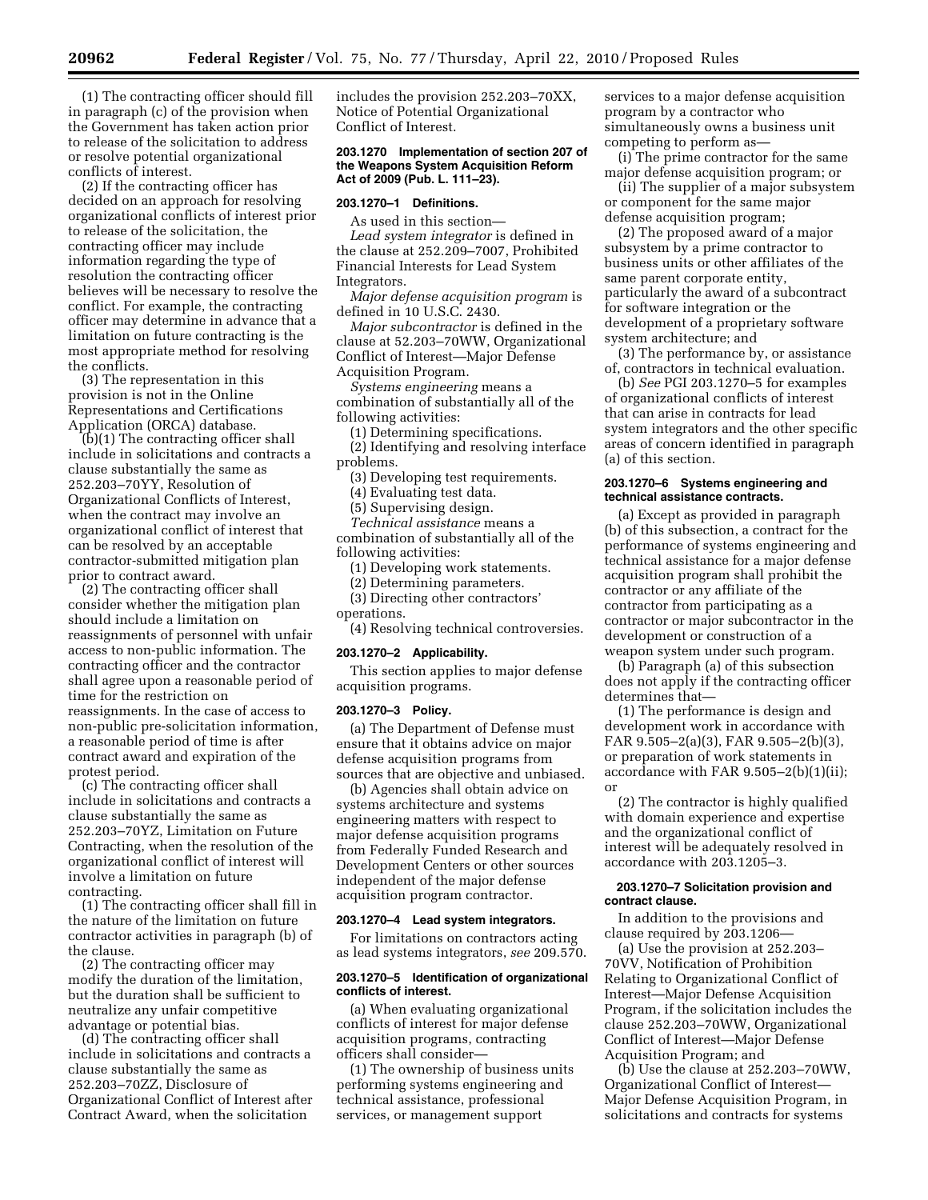(1) The contracting officer should fill in paragraph (c) of the provision when the Government has taken action prior to release of the solicitation to address or resolve potential organizational conflicts of interest.

(2) If the contracting officer has decided on an approach for resolving organizational conflicts of interest prior to release of the solicitation, the contracting officer may include information regarding the type of resolution the contracting officer believes will be necessary to resolve the conflict. For example, the contracting officer may determine in advance that a limitation on future contracting is the most appropriate method for resolving the conflicts.

(3) The representation in this provision is not in the Online Representations and Certifications Application (ORCA) database.

(b)(1) The contracting officer shall include in solicitations and contracts a clause substantially the same as 252.203–70YY, Resolution of Organizational Conflicts of Interest, when the contract may involve an organizational conflict of interest that can be resolved by an acceptable contractor-submitted mitigation plan prior to contract award.

(2) The contracting officer shall consider whether the mitigation plan should include a limitation on reassignments of personnel with unfair access to non-public information. The contracting officer and the contractor shall agree upon a reasonable period of time for the restriction on reassignments. In the case of access to non-public pre-solicitation information, a reasonable period of time is after contract award and expiration of the protest period.

(c) The contracting officer shall include in solicitations and contracts a clause substantially the same as 252.203–70YZ, Limitation on Future Contracting, when the resolution of the organizational conflict of interest will involve a limitation on future contracting.

(1) The contracting officer shall fill in the nature of the limitation on future contractor activities in paragraph (b) of the clause.

(2) The contracting officer may modify the duration of the limitation, but the duration shall be sufficient to neutralize any unfair competitive advantage or potential bias.

(d) The contracting officer shall include in solicitations and contracts a clause substantially the same as 252.203–70ZZ, Disclosure of Organizational Conflict of Interest after Contract Award, when the solicitation includes the provision 252.203–70XX, Notice of Potential Organizational Conflict of Interest.

#### 203.1270 Implementation of section 207 of the Weapons System Acquisition Reform Act of 2009 (Pub. L. 111–23).

#### 203.1270–1 Definitions.

As used in this section—

*Lead system integrator* is defined in the clause at 252.209–7007, Prohibited Financial Interests for Lead System Integrators.

*Major defense acquisition program* is defined in 10 U.S.C. 2430.

*Major subcontractor* is defined in the clause at 52.203–70WW, Organizational Conflict of Interest—Major Defense Acquisition Program.

*Systems engineering* means a combination of substantially all of the following activities:

(1) Determining specifications.

(2) Identifying and resolving interface problems.

(3) Developing test requirements.

(4) Evaluating test data.

(5) Supervising design.

*Technical assistance* means a combination of substantially all of the following activities:

(1) Developing work statements.

(2) Determining parameters.

(3) Directing other contractors' operations.

(4) Resolving technical controversies.

#### 203.1270–2 Applicability.

This section applies to major defense acquisition programs.

#### 203.1270–3 Policy.

(a) The Department of Defense must ensure that it obtains advice on major defense acquisition programs from sources that are objective and unbiased.

(b) Agencies shall obtain advice on systems architecture and systems engineering matters with respect to major defense acquisition programs from Federally Funded Research and Development Centers or other sources independent of the major defense acquisition program contractor.

#### 203.1270–4 Lead system integrators.

For limitations on contractors acting as lead systems integrators, *see* 209.570.

#### 203.1270–5 Identification of organizational conflicts of interest.

(a) When evaluating organizational conflicts of interest for major defense acquisition programs, contracting officers shall consider—

(1) The ownership of business units performing systems engineering and technical assistance, professional services, or management support services to a major defense acquisition program by a contractor who simultaneously owns a business unit competing to perform as—

(i) The prime contractor for the same major defense acquisition program; or

(ii) The supplier of a major subsystem or component for the same major defense acquisition program;

(2) The proposed award of a major subsystem by a prime contractor to business units or other affiliates of the same parent corporate entity, particularly the award of a subcontract for software integration or the development of a proprietary software system architecture; and

(3) The performance by, or assistance of, contractors in technical evaluation.

(b) *See* PGI 203.1270–5 for examples of organizational conflicts of interest that can arise in contracts for lead system integrators and the other specific areas of concern identified in paragraph (a) of this section.

#### 203.1270–6 Systems engineering and technical assistance contracts.

(a) Except as provided in paragraph (b) of this subsection, a contract for the performance of systems engineering and technical assistance for a major defense acquisition program shall prohibit the contractor or any affiliate of the contractor from participating as a contractor or major subcontractor in the development or construction of a weapon system under such program.

(b) Paragraph (a) of this subsection does not apply if the contracting officer determines that—

(1) The performance is design and development work in accordance with FAR 9.505–2(a)(3), FAR 9.505–2(b)(3), or preparation of work statements in accordance with FAR 9.505–2(b)(1)(ii); or

(2) The contractor is highly qualified with domain experience and expertise and the organizational conflict of interest will be adequately resolved in accordance with 203.1205–3.

#### 203.1270–7 Solicitation provision and contract clause.

In addition to the provisions and clause required by 203.1206—

(a) Use the provision at 252.203–70VV, Notification of Prohibition Relating to Organizational Conflict of Interest—Major Defense Acquisition Program, if the solicitation includes the clause 252.203–70WW, Organizational Conflict of Interest—Major Defense Acquisition Program; and

(b) Use the clause at 252.203–70WW, Organizational Conflict of Interest—Major Defense Acquisition Program, in solicitations and contracts for systems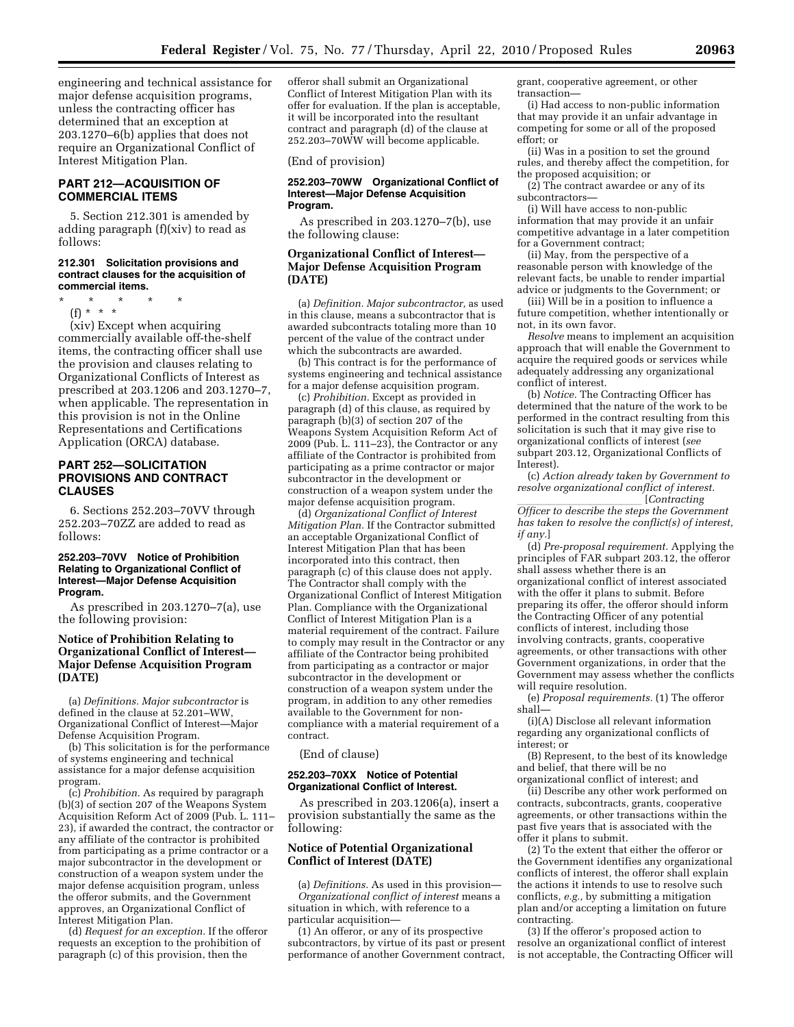engineering and technical assistance for major defense acquisition programs, unless the contracting officer has determined that an exception at 203.1270–6(b) applies that does not require an Organizational Conflict of Interest Mitigation Plan.

## PART 212—ACQUISITION OF COMMERCIAL ITEMS

5. Section 212.301 is amended by adding paragraph (f)(xiv) to read as follows:

### 212.301 Solicitation provisions and contract clauses for the acquisition of commercial items.

\* \* \* \* \*

(f) \* \* \*

(xiv) Except when acquiring commercially available off-the-shelf items, the contracting officer shall use the provision and clauses relating to Organizational Conflicts of Interest as prescribed at 203.1206 and 203.1270–7, when applicable. The representation in this provision is not in the Online Representations and Certifications Application (ORCA) database.

## PART 252—SOLICITATION PROVISIONS AND CONTRACT CLAUSES

6. Sections 252.203–70VV through 252.203–70ZZ are added to read as follows:

### 252.203–70VV Notice of Prohibition Relating to Organizational Conflict of Interest—Major Defense Acquisition Program.

As prescribed in 203.1270–7(a), use the following provision:

**Notice of Prohibition Relating to Organizational Conflict of Interest—Major Defense Acquisition Program (DATE)**

(a) *Definitions. Major subcontractor* is defined in the clause at 52.201–WW, Organizational Conflict of Interest—Major Defense Acquisition Program.

(b) This solicitation is for the performance of systems engineering and technical assistance for a major defense acquisition program.

(c) *Prohibition.* As required by paragraph (b)(3) of section 207 of the Weapons System Acquisition Reform Act of 2009 (Pub. L. 111–23), if awarded the contract, the contractor or any affiliate of the contractor is prohibited from participating as a prime contractor or a major subcontractor in the development or construction of a weapon system under the major defense acquisition program, unless the offeror submits, and the Government approves, an Organizational Conflict of Interest Mitigation Plan.

(d) *Request for an exception.* If the offeror requests an exception to the prohibition of paragraph (c) of this provision, then the offeror shall submit an Organizational Conflict of Interest Mitigation Plan with its offer for evaluation. If the plan is acceptable, it will be incorporated into the resultant contract and paragraph (d) of the clause at 252.203–70WW will become applicable.

(End of provision)

### 252.203–70WW Organizational Conflict of Interest—Major Defense Acquisition Program.

As prescribed in 203.1270–7(b), use the following clause:

**Organizational Conflict of Interest—Major Defense Acquisition Program (DATE)**

(a) *Definition. Major subcontractor,* as used in this clause, means a subcontractor that is awarded subcontracts totaling more than 10 percent of the value of the contract under which the subcontracts are awarded.

(b) This contract is for the performance of systems engineering and technical assistance for a major defense acquisition program.

(c) *Prohibition.* Except as provided in paragraph (d) of this clause, as required by paragraph (b)(3) of section 207 of the Weapons System Acquisition Reform Act of 2009 (Pub. L. 111–23), the Contractor or any affiliate of the Contractor is prohibited from participating as a prime contractor or major subcontractor in the development or construction of a weapon system under the major defense acquisition program.

(d) *Organizational Conflict of Interest Mitigation Plan.* If the Contractor submitted an acceptable Organizational Conflict of Interest Mitigation Plan that has been incorporated into this contract, then paragraph (c) of this clause does not apply. The Contractor shall comply with the Organizational Conflict of Interest Mitigation Plan. Compliance with the Organizational Conflict of Interest Mitigation Plan is a material requirement of the contract. Failure to comply may result in the Contractor or any affiliate of the Contractor being prohibited from participating as a contractor or major subcontractor in the development or construction of a weapon system under the program, in addition to any other remedies available to the Government for non-compliance with a material requirement of a contract.

(End of clause)

### 252.203–70XX Notice of Potential Organizational Conflict of Interest.

As prescribed in 203.1206(a), insert a provision substantially the same as the following:

**Notice of Potential Organizational Conflict of Interest (DATE)**

(a) *Definitions.* As used in this provision—

*Organizational conflict of interest* means a situation in which, with reference to a particular acquisition—

(1) An offeror, or any of its prospective subcontractors, by virtue of its past or present performance of another Government contract, grant, cooperative agreement, or other transaction—

(i) Had access to non-public information that may provide it an unfair advantage in competing for some or all of the proposed effort; or

(ii) Was in a position to set the ground rules, and thereby affect the competition, for the proposed acquisition; or

(2) The contract awardee or any of its subcontractors—

(i) Will have access to non-public information that may provide it an unfair competitive advantage in a later competition for a Government contract;

(ii) May, from the perspective of a reasonable person with knowledge of the relevant facts, be unable to render impartial advice or judgments to the Government; or

(iii) Will be in a position to influence a future competition, whether intentionally or not, in its own favor.

*Resolve* means to implement an acquisition approach that will enable the Government to acquire the required goods or services while adequately addressing any organizational conflict of interest.

(b) *Notice.* The Contracting Officer has determined that the nature of the work to be performed in the contract resulting from this solicitation is such that it may give rise to organizational conflicts of interest (*see* subpart 203.12, Organizational Conflicts of Interest).

(c) *Action already taken by Government to resolve organizational conflict of interest.* \_\_\_\_\_\_\_\_\_\_\_\_\_\_\_\_\_\_\_\_\_\_ [*Contracting Officer to describe the steps the Government has taken to resolve the conflict(s) of interest, if any.*]

(d) *Pre-proposal requirement.* Applying the principles of FAR subpart 203.12, the offeror shall assess whether there is an organizational conflict of interest associated with the offer it plans to submit. Before preparing its offer, the offeror should inform the Contracting Officer of any potential conflicts of interest, including those involving contracts, grants, cooperative agreements, or other transactions with other Government organizations, in order that the Government may assess whether the conflicts will require resolution.

(e) *Proposal requirements.* (1) The offeror shall—

(i)(A) Disclose all relevant information regarding any organizational conflicts of interest; or

(B) Represent, to the best of its knowledge and belief, that there will be no organizational conflict of interest; and

(ii) Describe any other work performed on contracts, subcontracts, grants, cooperative agreements, or other transactions within the past five years that is associated with the offer it plans to submit.

(2) To the extent that either the offeror or the Government identifies any organizational conflicts of interest, the offeror shall explain the actions it intends to use to resolve such conflicts, *e.g.,* by submitting a mitigation plan and/or accepting a limitation on future contracting.

(3) If the offeror's proposed action to resolve an organizational conflict of interest is not acceptable, the Contracting Officer will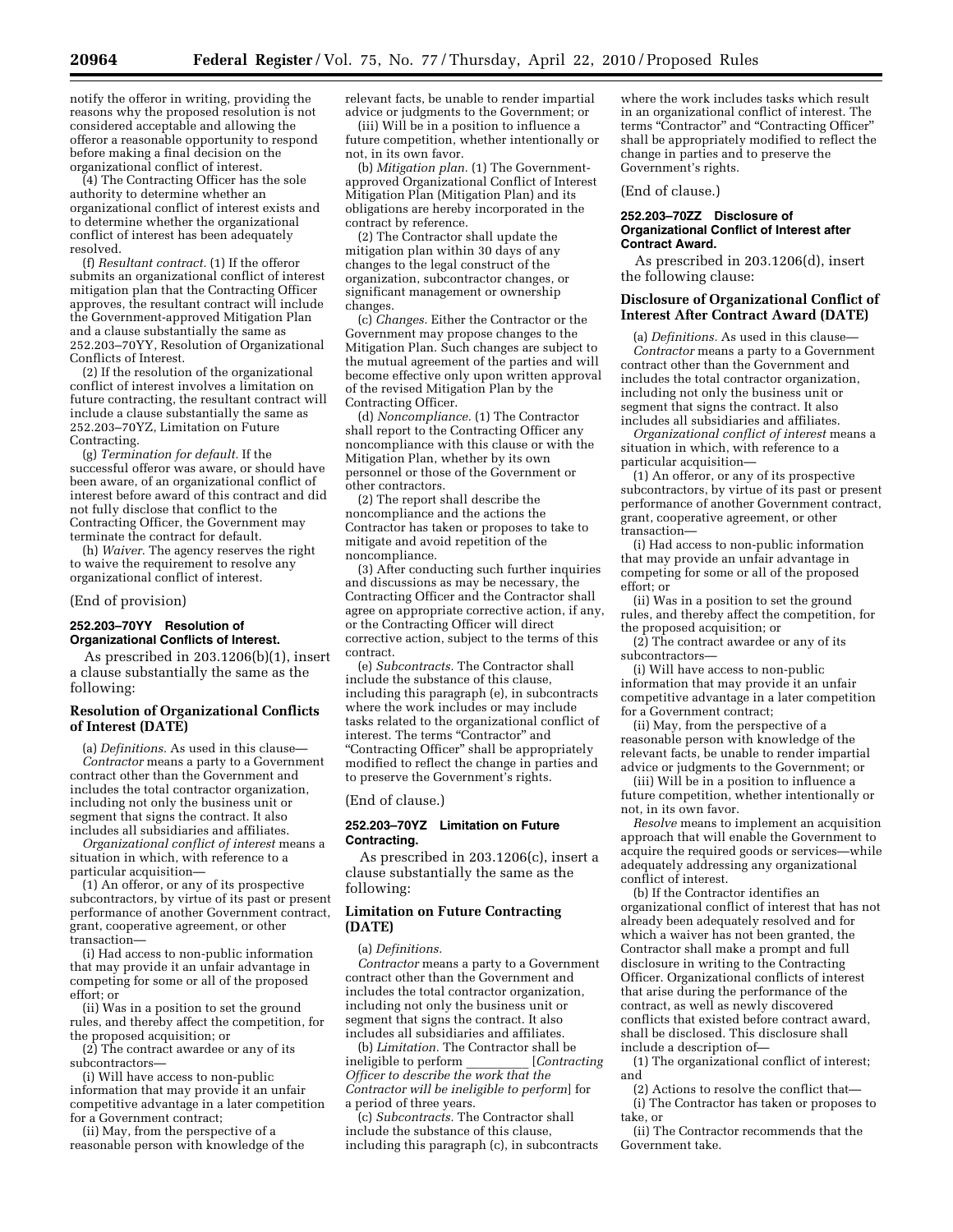notify the offeror in writing, providing the reasons why the proposed resolution is not considered acceptable and allowing the offeror a reasonable opportunity to respond before making a final decision on the organizational conflict of interest.

(4) The Contracting Officer has the sole authority to determine whether an organizational conflict of interest exists and to determine whether the organizational conflict of interest has been adequately resolved.

(f) *Resultant contract.* (1) If the offeror submits an organizational conflict of interest mitigation plan that the Contracting Officer approves, the resultant contract will include the Government-approved Mitigation Plan and a clause substantially the same as 252.203–70YY, Resolution of Organizational Conflicts of Interest.

(2) If the resolution of the organizational conflict of interest involves a limitation on future contracting, the resultant contract will include a clause substantially the same as 252.203–70YZ, Limitation on Future Contracting.

(g) *Termination for default.* If the successful offeror was aware, or should have been aware, of an organizational conflict of interest before award of this contract and did not fully disclose that conflict to the Contracting Officer, the Government may terminate the contract for default.

(h) *Waiver.* The agency reserves the right to waive the requirement to resolve any organizational conflict of interest.

(End of provision)

**252.203–70YY Resolution of Organizational Conflicts of Interest.**

As prescribed in 203.1206(b)(1), insert a clause substantially the same as the following:

**Resolution of Organizational Conflicts of Interest (DATE)**

(a) *Definitions.* As used in this clause—

*Contractor* means a party to a Government contract other than the Government and includes the total contractor organization, including not only the business unit or segment that signs the contract. It also includes all subsidiaries and affiliates.

*Organizational conflict of interest* means a situation in which, with reference to a particular acquisition—

(1) An offeror, or any of its prospective subcontractors, by virtue of its past or present performance of another Government contract, grant, cooperative agreement, or other transaction—

(i) Had access to non-public information that may provide it an unfair advantage in competing for some or all of the proposed effort; or

(ii) Was in a position to set the ground rules, and thereby affect the competition, for the proposed acquisition; or

(2) The contract awardee or any of its subcontractors—

(i) Will have access to non-public information that may provide it an unfair competitive advantage in a later competition for a Government contract;

(ii) May, from the perspective of a reasonable person with knowledge of the relevant facts, be unable to render impartial advice or judgments to the Government; or

(iii) Will be in a position to influence a future competition, whether intentionally or not, in its own favor.

(b) *Mitigation plan.* (1) The Government-approved Organizational Conflict of Interest Mitigation Plan (Mitigation Plan) and its obligations are hereby incorporated in the contract by reference.

(2) The Contractor shall update the mitigation plan within 30 days of any changes to the legal construct of the organization, subcontractor changes, or significant management or ownership changes.

(c) *Changes.* Either the Contractor or the Government may propose changes to the Mitigation Plan. Such changes are subject to the mutual agreement of the parties and will become effective only upon written approval of the revised Mitigation Plan by the Contracting Officer.

(d) *Noncompliance.* (1) The Contractor shall report to the Contracting Officer any noncompliance with this clause or with the Mitigation Plan, whether by its own personnel or those of the Government or other contractors.

(2) The report shall describe the noncompliance and the actions the Contractor has taken or proposes to take to mitigate and avoid repetition of the noncompliance.

(3) After conducting such further inquiries and discussions as may be necessary, the Contracting Officer and the Contractor shall agree on appropriate corrective action, if any, or the Contracting Officer will direct corrective action, subject to the terms of this contract.

(e) *Subcontracts.* The Contractor shall include the substance of this clause, including this paragraph (e), in subcontracts where the work includes or may include tasks related to the organizational conflict of interest. The terms "Contractor" and "Contracting Officer" shall be appropriately modified to reflect the change in parties and to preserve the Government's rights.

(End of clause.)

**252.203–70YZ Limitation on Future Contracting.**

As prescribed in 203.1206(c), insert a clause substantially the same as the following:

**Limitation on Future Contracting (DATE)**

(a) *Definitions.*

*Contractor* means a party to a Government contract other than the Government and includes the total contractor organization, including not only the business unit or segment that signs the contract. It also includes all subsidiaries and affiliates.

(b) *Limitation.* The Contractor shall be ineligible to perform \_\_\_\_\_\_\_\_\_\_ [*Contracting Officer to describe the work that the Contractor will be ineligible to perform*] for a period of three years.

(c) *Subcontracts.* The Contractor shall include the substance of this clause, including this paragraph (c), in subcontracts where the work includes tasks which result in an organizational conflict of interest. The terms "Contractor" and "Contracting Officer" shall be appropriately modified to reflect the change in parties and to preserve the Government's rights.

(End of clause.)

**252.203–70ZZ Disclosure of Organizational Conflict of Interest after Contract Award.**

As prescribed in 203.1206(d), insert the following clause:

**Disclosure of Organizational Conflict of Interest After Contract Award (DATE)**

(a) *Definitions.* As used in this clause—

*Contractor* means a party to a Government contract other than the Government and includes the total contractor organization, including not only the business unit or segment that signs the contract. It also includes all subsidiaries and affiliates.

*Organizational conflict of interest* means a situation in which, with reference to a particular acquisition—

(1) An offeror, or any of its prospective subcontractors, by virtue of its past or present performance of another Government contract, grant, cooperative agreement, or other transaction—

(i) Had access to non-public information that may provide an unfair advantage in competing for some or all of the proposed effort; or

(ii) Was in a position to set the ground rules, and thereby affect the competition, for the proposed acquisition; or

(2) The contract awardee or any of its subcontractors—

(i) Will have access to non-public information that may provide it an unfair competitive advantage in a later competition for a Government contract;

(ii) May, from the perspective of a reasonable person with knowledge of the relevant facts, be unable to render impartial advice or judgments to the Government; or

(iii) Will be in a position to influence a future competition, whether intentionally or not, in its own favor.

*Resolve* means to implement an acquisition approach that will enable the Government to acquire the required goods or services—while adequately addressing any organizational conflict of interest.

(b) If the Contractor identifies an organizational conflict of interest that has not already been adequately resolved and for which a waiver has not been granted, the Contractor shall make a prompt and full disclosure in writing to the Contracting Officer. Organizational conflicts of interest that arise during the performance of the contract, as well as newly discovered conflicts that existed before contract award, shall be disclosed. This disclosure shall include a description of—

(1) The organizational conflict of interest; and

(2) Actions to resolve the conflict that—

(i) The Contractor has taken or proposes to take, or

(ii) The Contractor recommends that the Government take.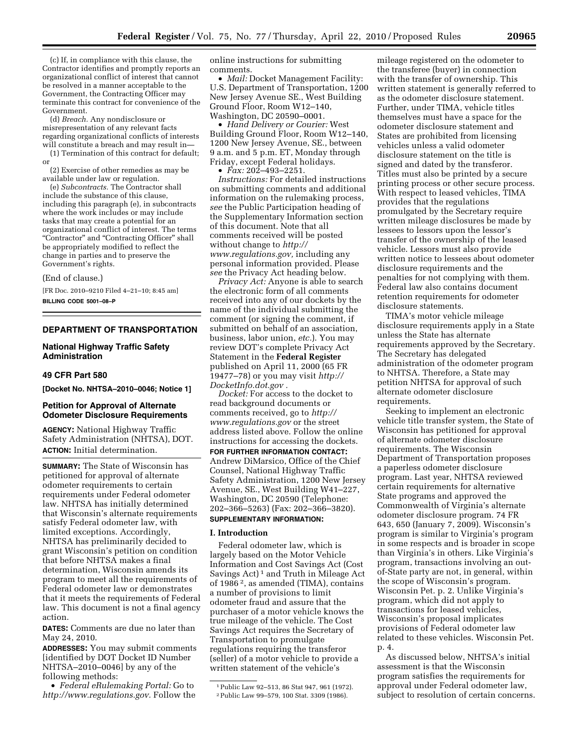(c) If, in compliance with this clause, the Contractor identifies and promptly reports an organizational conflict of interest that cannot be resolved in a manner acceptable to the Government, the Contracting Officer may terminate this contract for convenience of the Government.

(d) *Breach.* Any nondisclosure or misrepresentation of any relevant facts regarding organizational conflicts of interests will constitute a breach and may result in—

(1) Termination of this contract for default; or

(2) Exercise of other remedies as may be available under law or regulation.

(e) *Subcontracts.* The Contractor shall include the substance of this clause, including this paragraph (e), in subcontracts where the work includes or may include tasks that may create a potential for an organizational conflict of interest. The terms "Contractor" and "Contracting Officer" shall be appropriately modified to reflect the change in parties and to preserve the Government's rights.

(End of clause.)

[FR Doc. 2010–9210 Filed 4–21–10; 8:45 am]

**BILLING CODE 5001–08–P**

---

## DEPARTMENT OF TRANSPORTATION

### National Highway Traffic Safety Administration

### 49 CFR Part 580

**[Docket No. NHTSA–2010–0046; Notice 1]**

### Petition for Approval of Alternate Odometer Disclosure Requirements

**AGENCY:** National Highway Traffic Safety Administration (NHTSA), DOT.

**ACTION:** Initial determination.

**SUMMARY:** The State of Wisconsin has petitioned for approval of alternate odometer requirements to certain requirements under Federal odometer law. NHTSA has initially determined that Wisconsin's alternate requirements satisfy Federal odometer law, with limited exceptions. Accordingly, NHTSA has preliminarily decided to grant Wisconsin's petition on condition that before NHTSA makes a final determination, Wisconsin amends its program to meet all the requirements of Federal odometer law or demonstrates that it meets the requirements of Federal law. This document is not a final agency action.

**DATES:** Comments are due no later than May 24, 2010.

**ADDRESSES:** You may submit comments [identified by DOT Docket ID Number NHTSA–2010–0046] by any of the following methods:

- *Federal eRulemaking Portal:* Go to *http://www.regulations.gov.* Follow the online instructions for submitting comments.
- *Mail:* Docket Management Facility: U.S. Department of Transportation, 1200 New Jersey Avenue SE., West Building Ground Floor, Room W12–140, Washington, DC 20590–0001.
- *Hand Delivery or Courier:* West Building Ground Floor, Room W12–140, 1200 New Jersey Avenue, SE., between 9 a.m. and 5 p.m. ET, Monday through Friday, except Federal holidays.
- *Fax:* 202–493–2251.

*Instructions:* For detailed instructions on submitting comments and additional information on the rulemaking process, *see* the Public Participation heading of the Supplementary Information section of this document. Note that all comments received will be posted without change to *http://www.regulations.gov,* including any personal information provided. Please *see* the Privacy Act heading below.

*Privacy Act:* Anyone is able to search the electronic form of all comments received into any of our dockets by the name of the individual submitting the comment (or signing the comment, if submitted on behalf of an association, business, labor union, *etc.*). You may review DOT's complete Privacy Act Statement in the **Federal Register** published on April 11, 2000 (65 FR 19477–78) or you may visit *http://DocketInfo.dot.gov .*

*Docket:* For access to the docket to read background documents or comments received, go to *http://www.regulations.gov* or the street address listed above. Follow the online instructions for accessing the dockets.

**FOR FURTHER INFORMATION CONTACT:** Andrew DiMarsico, Office of the Chief Counsel, National Highway Traffic Safety Administration, 1200 New Jersey Avenue, SE., West Building W41–227, Washington, DC 20590 (Telephone: 202–366–5263) (Fax: 202–366–3820).

**SUPPLEMENTARY INFORMATION:**

### I. Introduction

Federal odometer law, which is largely based on the Motor Vehicle Information and Cost Savings Act (Cost Savings Act) [1] and Truth in Mileage Act of 1986 [2], as amended (TIMA), contains a number of provisions to limit odometer fraud and assure that the purchaser of a motor vehicle knows the true mileage of the vehicle. The Cost Savings Act requires the Secretary of Transportation to promulgate regulations requiring the transferor (seller) of a motor vehicle to provide a written statement of the vehicle's mileage registered on the odometer to the transferee (buyer) in connection with the transfer of ownership. This written statement is generally referred to as the odometer disclosure statement. Further, under TIMA, vehicle titles themselves must have a space for the odometer disclosure statement and States are prohibited from licensing vehicles unless a valid odometer disclosure statement on the title is signed and dated by the transferor. Titles must also be printed by a secure printing process or other secure process. With respect to leased vehicles, TIMA provides that the regulations promulgated by the Secretary require written mileage disclosures be made by lessees to lessors upon the lessor's transfer of the ownership of the leased vehicle. Lessors must also provide written notice to lessees about odometer disclosure requirements and the penalties for not complying with them. Federal law also contains document retention requirements for odometer disclosure statements.

TIMA's motor vehicle mileage disclosure requirements apply in a State unless the State has alternate requirements approved by the Secretary. The Secretary has delegated administration of the odometer program to NHTSA. Therefore, a State may petition NHTSA for approval of such alternate odometer disclosure requirements.

Seeking to implement an electronic vehicle title transfer system, the State of Wisconsin has petitioned for approval of alternate odometer disclosure requirements. The Wisconsin Department of Transportation proposes a paperless odometer disclosure program. Last year, NHTSA reviewed certain requirements for alternative State programs and approved the Commonwealth of Virginia's alternate odometer disclosure program. 74 FR 643, 650 (January 7, 2009). Wisconsin's program is similar to Virginia's program in some respects and is broader in scope than Virginia's in others. Like Virginia's program, transactions involving an out-of-State party are not, in general, within the scope of Wisconsin's program. Wisconsin Pet. p. 2. Unlike Virginia's program, which did not apply to transactions for leased vehicles, Wisconsin's proposal implicates provisions of Federal odometer law related to these vehicles. Wisconsin Pet. p. 4.

As discussed below, NHTSA's initial assessment is that the Wisconsin program satisfies the requirements for approval under Federal odometer law, subject to resolution of certain concerns.

---

[1] Public Law 92–513, 86 Stat 947, 961 (1972).

[2] Public Law 99–579, 100 Stat. 3309 (1986).